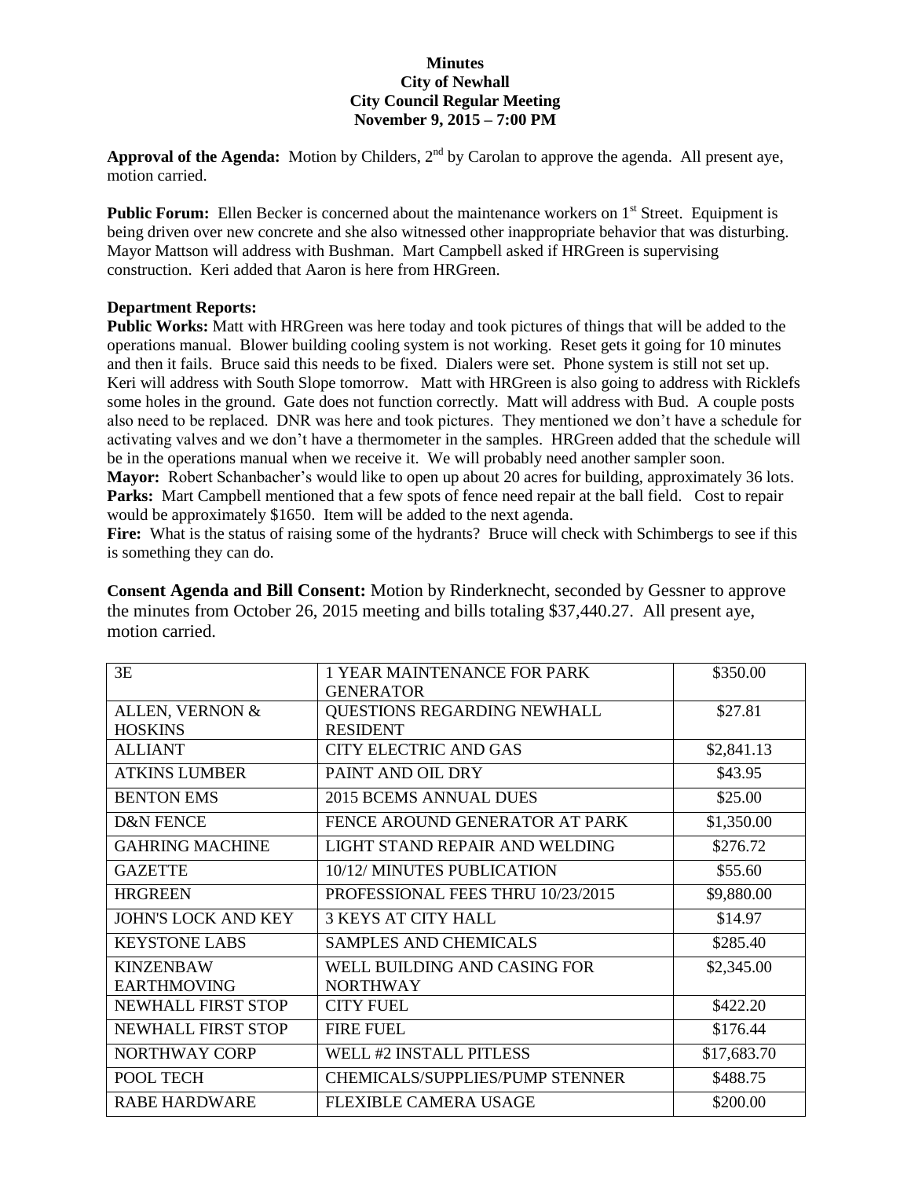**Minutes**
**City of Newhall**
**City Council Regular Meeting**
**November 9, 2015 – 7:00 PM**

**Approval of the Agenda:** Motion by Childers, 2nd by Carolan to approve the agenda. All present aye, motion carried.

**Public Forum:** Ellen Becker is concerned about the maintenance workers on 1st Street. Equipment is being driven over new concrete and she also witnessed other inappropriate behavior that was disturbing. Mayor Mattson will address with Bushman. Mart Campbell asked if HRGreen is supervising construction. Keri added that Aaron is here from HRGreen.

**Department Reports:**

**Public Works:** Matt with HRGreen was here today and took pictures of things that will be added to the operations manual. Blower building cooling system is not working. Reset gets it going for 10 minutes and then it fails. Bruce said this needs to be fixed. Dialers were set. Phone system is still not set up. Keri will address with South Slope tomorrow. Matt with HRGreen is also going to address with Ricklefs some holes in the ground. Gate does not function correctly. Matt will address with Bud. A couple posts also need to be replaced. DNR was here and took pictures. They mentioned we don't have a schedule for activating valves and we don't have a thermometer in the samples. HRGreen added that the schedule will be in the operations manual when we receive it. We will probably need another sampler soon.

**Mayor:** Robert Schanbacher's would like to open up about 20 acres for building, approximately 36 lots.

**Parks:** Mart Campbell mentioned that a few spots of fence need repair at the ball field. Cost to repair would be approximately $1650. Item will be added to the next agenda.

**Fire:** What is the status of raising some of the hydrants? Bruce will check with Schimbergs to see if this is something they can do.

**Consent Agenda and Bill Consent:** Motion by Rinderknecht, seconded by Gessner to approve the minutes from October 26, 2015 meeting and bills totaling $37,440.27. All present aye, motion carried.

| | | |
|---|---|---|
| 3E | 1 YEAR MAINTENANCE FOR PARK GENERATOR | $350.00 |
| ALLEN, VERNON & HOSKINS | QUESTIONS REGARDING NEWHALL RESIDENT | $27.81 |
| ALLIANT | CITY ELECTRIC AND GAS | $2,841.13 |
| ATKINS LUMBER | PAINT AND OIL DRY | $43.95 |
| BENTON EMS | 2015 BCEMS ANNUAL DUES | $25.00 |
| D&N FENCE | FENCE AROUND GENERATOR AT PARK | $1,350.00 |
| GAHRING MACHINE | LIGHT STAND REPAIR AND WELDING | $276.72 |
| GAZETTE | 10/12/ MINUTES PUBLICATION | $55.60 |
| HRGREEN | PROFESSIONAL FEES THRU 10/23/2015 | $9,880.00 |
| JOHN'S LOCK AND KEY | 3 KEYS AT CITY HALL | $14.97 |
| KEYSTONE LABS | SAMPLES AND CHEMICALS | $285.40 |
| KINZENBAW EARTHMOVING | WELL BUILDING AND CASING FOR NORTHWAY | $2,345.00 |
| NEWHALL FIRST STOP | CITY FUEL | $422.20 |
| NEWHALL FIRST STOP | FIRE FUEL | $176.44 |
| NORTHWAY CORP | WELL #2 INSTALL PITLESS | $17,683.70 |
| POOL TECH | CHEMICALS/SUPPLIES/PUMP STENNER | $488.75 |
| RABE HARDWARE | FLEXIBLE CAMERA USAGE | $200.00 |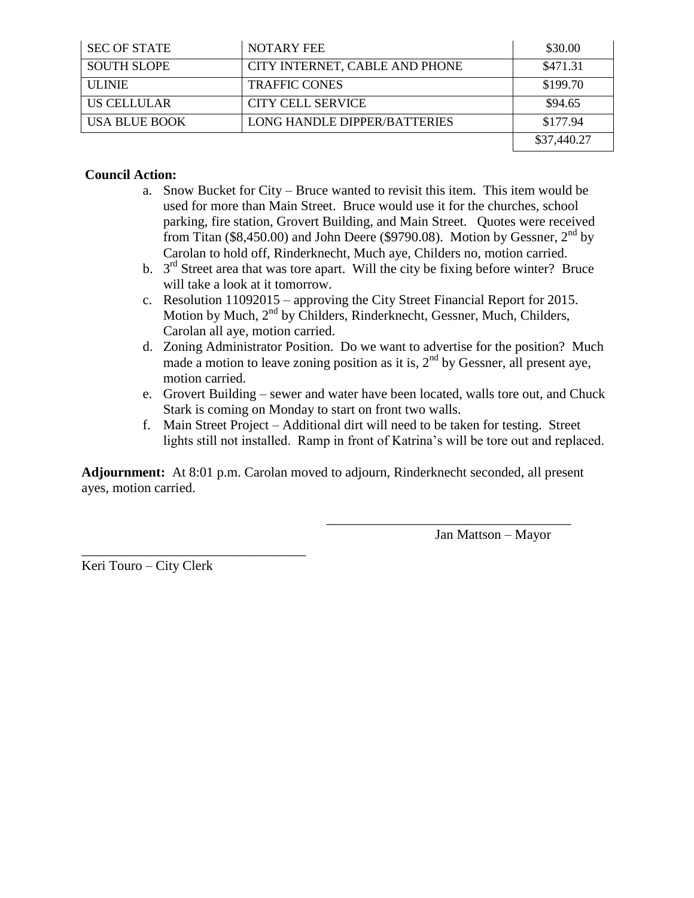| | | |
|---|---|---|
| SEC OF STATE | NOTARY FEE | $30.00 |
| SOUTH SLOPE | CITY INTERNET, CABLE AND PHONE | $471.31 |
| ULINIE | TRAFFIC CONES | $199.70 |
| US CELLULAR | CITY CELL SERVICE | $94.65 |
| USA BLUE BOOK | LONG HANDLE DIPPER/BATTERIES | $177.94 |
| | | $37,440.27 |

**Council Action:**

a. Snow Bucket for City – Bruce wanted to revisit this item. This item would be used for more than Main Street. Bruce would use it for the churches, school parking, fire station, Grovert Building, and Main Street. Quotes were received from Titan ($8,450.00) and John Deere ($9790.08). Motion by Gessner, 2nd by Carolan to hold off, Rinderknecht, Much aye, Childers no, motion carried.
b. 3rd Street area that was tore apart. Will the city be fixing before winter? Bruce will take a look at it tomorrow.
c. Resolution 11092015 – approving the City Street Financial Report for 2015. Motion by Much, 2nd by Childers, Rinderknecht, Gessner, Much, Childers, Carolan all aye, motion carried.
d. Zoning Administrator Position. Do we want to advertise for the position? Much made a motion to leave zoning position as it is, 2nd by Gessner, all present aye, motion carried.
e. Grovert Building – sewer and water have been located, walls tore out, and Chuck Stark is coming on Monday to start on front two walls.
f. Main Street Project – Additional dirt will need to be taken for testing. Street lights still not installed. Ramp in front of Katrina's will be tore out and replaced.

**Adjournment:** At 8:01 p.m. Carolan moved to adjourn, Rinderknecht seconded, all present ayes, motion carried.

\_\_\_\_\_\_\_\_\_\_\_\_\_\_\_\_\_\_\_\_\_\_\_\_\_\_\_\_\_\_\_\_\_\_\_\_

Jan Mattson – Mayor

\_\_\_\_\_\_\_\_\_\_\_\_\_\_\_\_\_\_\_\_\_\_\_\_\_\_\_\_\_\_\_\_\_\_\_\_

Keri Touro – City Clerk